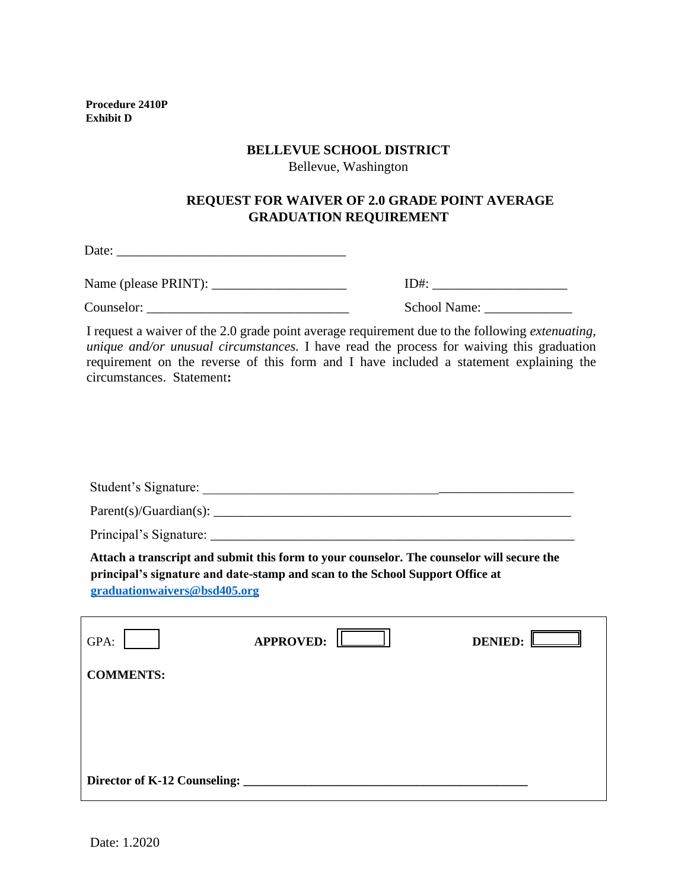**Procedure 2410P**
**Exhibit D**

**BELLEVUE SCHOOL DISTRICT**
Bellevue, Washington

**REQUEST FOR WAIVER OF 2.0 GRADE POINT AVERAGE GRADUATION REQUIREMENT**

Date: ___________________________________

Name (please PRINT): ____________________ ID#: ____________________

Counselor: ______________________________ School Name: _____________

I request a waiver of the 2.0 grade point average requirement due to the following *extenuating, unique and/or unusual circumstances.* I have read the process for waiving this graduation requirement on the reverse of this form and I have included a statement explaining the circumstances. Statement**:**

Student's Signature: ________________________________________________________

Parent(s)/Guardian(s): ______________________________________________________

Principal's Signature: _______________________________________________________

**Attach a transcript and submit this form to your counselor. The counselor will secure the principal's signature and date-stamp and scan to the School Support Office at graduationwaivers@bsd405.org**

GPA: ☐ **APPROVED:** ☐ **DENIED:** ☐

**COMMENTS:**

**Director of K-12 Counseling:** ______________________________________________

Date: 1.2020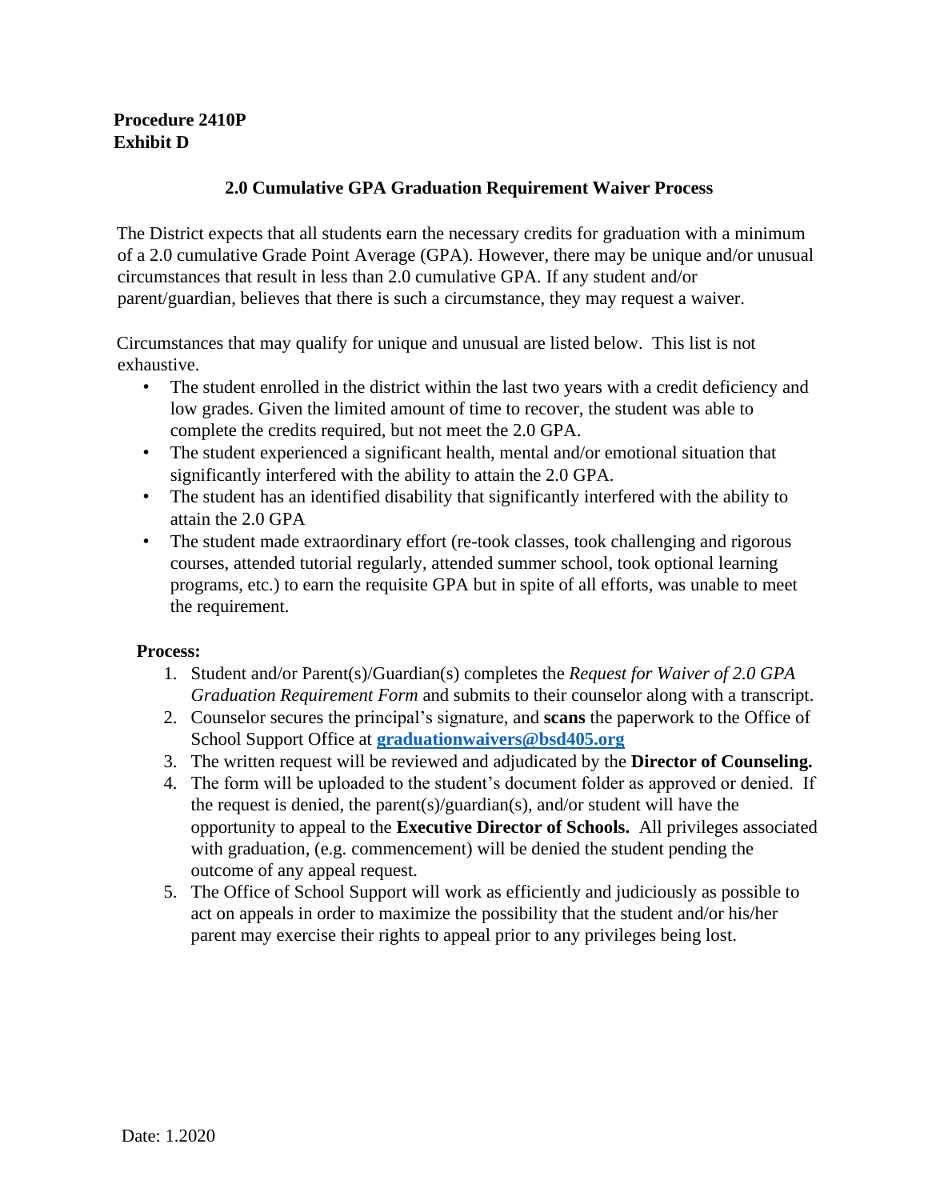**Procedure 2410P**
**Exhibit D**

## 2.0 Cumulative GPA Graduation Requirement Waiver Process

The District expects that all students earn the necessary credits for graduation with a minimum of a 2.0 cumulative Grade Point Average (GPA). However, there may be unique and/or unusual circumstances that result in less than 2.0 cumulative GPA. If any student and/or parent/guardian, believes that there is such a circumstance, they may request a waiver.

Circumstances that may qualify for unique and unusual are listed below. This list is not exhaustive.

- The student enrolled in the district within the last two years with a credit deficiency and low grades. Given the limited amount of time to recover, the student was able to complete the credits required, but not meet the 2.0 GPA.
- The student experienced a significant health, mental and/or emotional situation that significantly interfered with the ability to attain the 2.0 GPA.
- The student has an identified disability that significantly interfered with the ability to attain the 2.0 GPA
- The student made extraordinary effort (re-took classes, took challenging and rigorous courses, attended tutorial regularly, attended summer school, took optional learning programs, etc.) to earn the requisite GPA but in spite of all efforts, was unable to meet the requirement.

**Process:**

1. Student and/or Parent(s)/Guardian(s) completes the *Request for Waiver of 2.0 GPA Graduation Requirement Form* and submits to their counselor along with a transcript.
2. Counselor secures the principal's signature, and **scans** the paperwork to the Office of School Support Office at **graduationwaivers@bsd405.org**
3. The written request will be reviewed and adjudicated by the **Director of Counseling.**
4. The form will be uploaded to the student's document folder as approved or denied. If the request is denied, the parent(s)/guardian(s), and/or student will have the opportunity to appeal to the **Executive Director of Schools.** All privileges associated with graduation, (e.g. commencement) will be denied the student pending the outcome of any appeal request.
5. The Office of School Support will work as efficiently and judiciously as possible to act on appeals in order to maximize the possibility that the student and/or his/her parent may exercise their rights to appeal prior to any privileges being lost.

Date: 1.2020